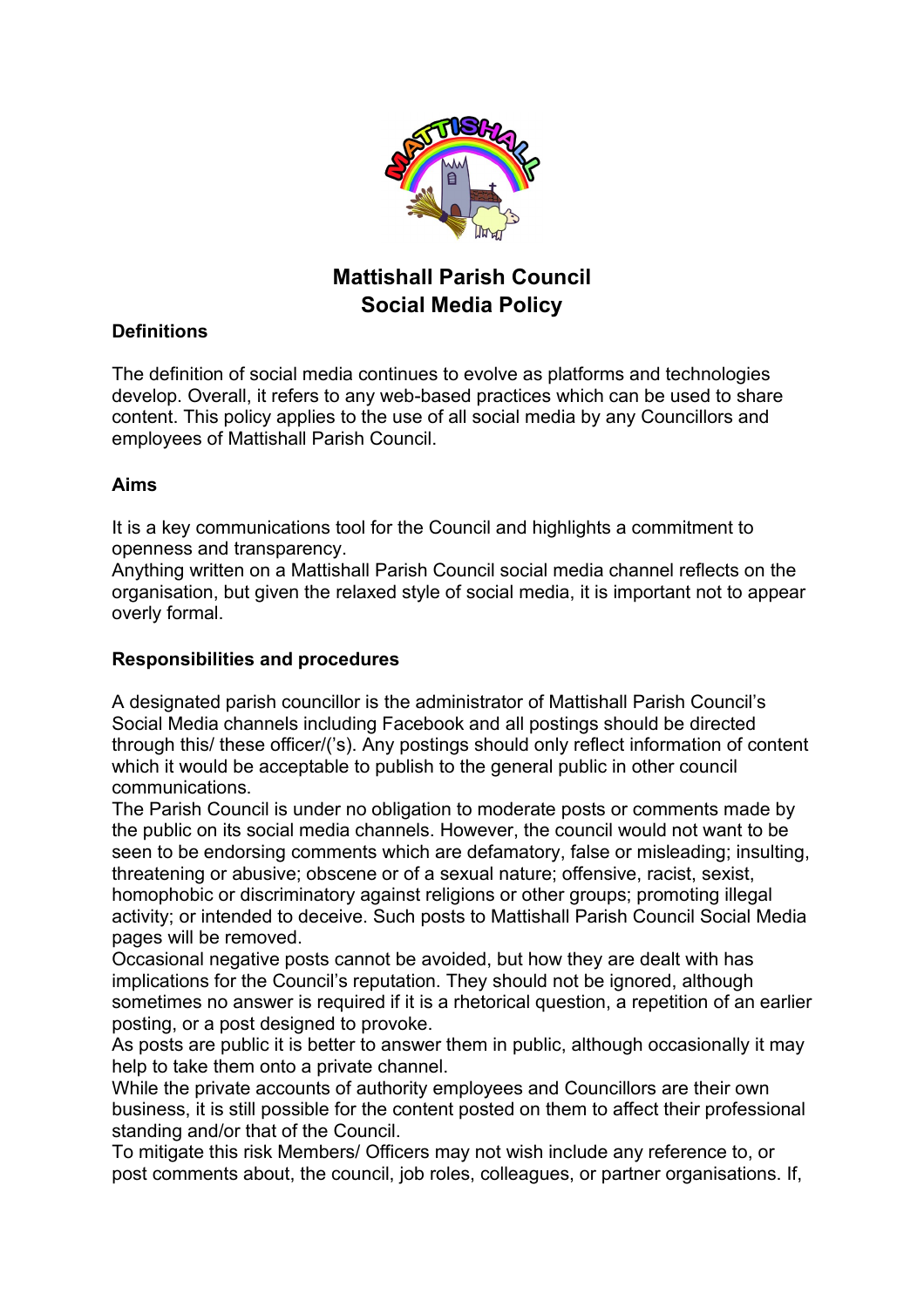# Mattishall Parish Council
# Social Media Policy

## Definitions

The definition of social media continues to evolve as platforms and technologies develop. Overall, it refers to any web-based practices which can be used to share content. This policy applies to the use of all social media by any Councillors and employees of Mattishall Parish Council.

## Aims

It is a key communications tool for the Council and highlights a commitment to openness and transparency.
Anything written on a Mattishall Parish Council social media channel reflects on the organisation, but given the relaxed style of social media, it is important not to appear overly formal.

## Responsibilities and procedures

A designated parish councillor is the administrator of Mattishall Parish Council's Social Media channels including Facebook and all postings should be directed through this/ these officer/('s). Any postings should only reflect information of content which it would be acceptable to publish to the general public in other council communications.
The Parish Council is under no obligation to moderate posts or comments made by the public on its social media channels. However, the council would not want to be seen to be endorsing comments which are defamatory, false or misleading; insulting, threatening or abusive; obscene or of a sexual nature; offensive, racist, sexist, homophobic or discriminatory against religions or other groups; promoting illegal activity; or intended to deceive. Such posts to Mattishall Parish Council Social Media pages will be removed.
Occasional negative posts cannot be avoided, but how they are dealt with has implications for the Council's reputation. They should not be ignored, although sometimes no answer is required if it is a rhetorical question, a repetition of an earlier posting, or a post designed to provoke.
As posts are public it is better to answer them in public, although occasionally it may help to take them onto a private channel.
While the private accounts of authority employees and Councillors are their own business, it is still possible for the content posted on them to affect their professional standing and/or that of the Council.
To mitigate this risk Members/ Officers may not wish include any reference to, or post comments about, the council, job roles, colleagues, or partner organisations. If,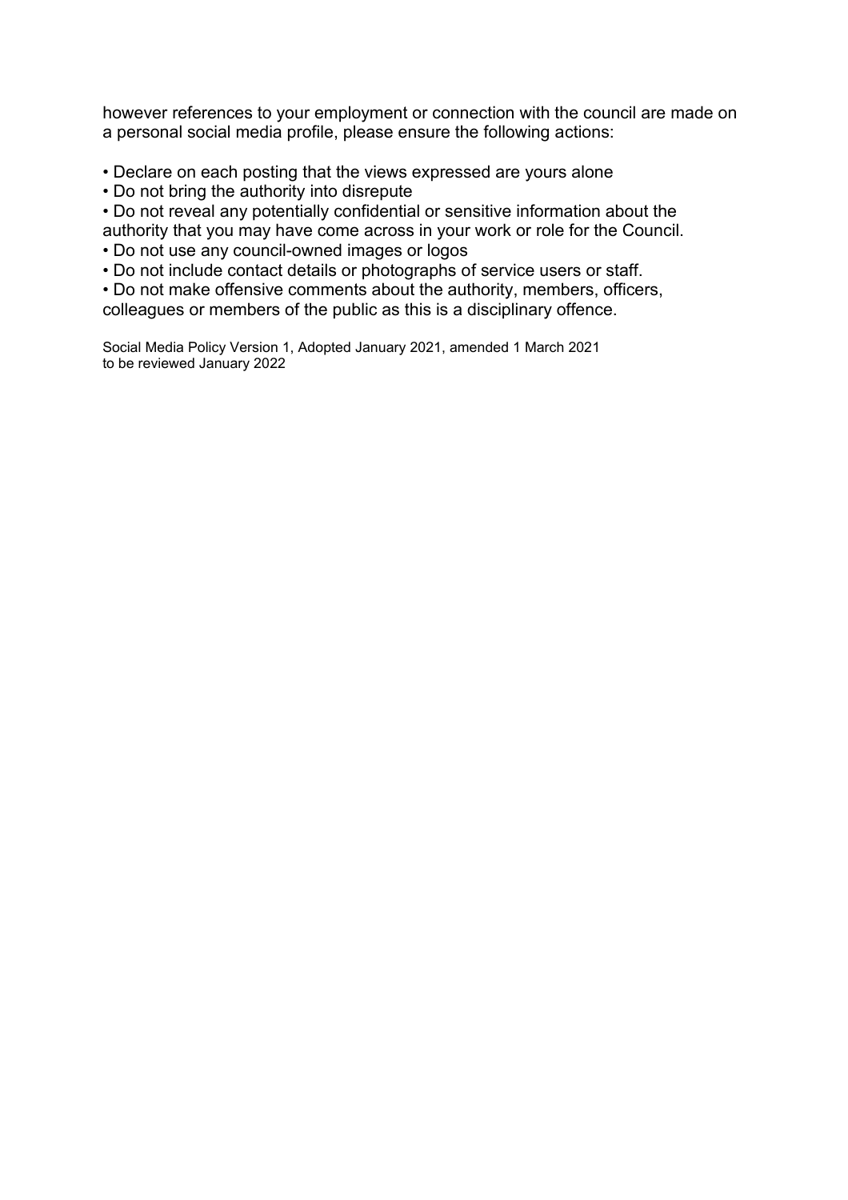however references to your employment or connection with the council are made on a personal social media profile, please ensure the following actions:

- Declare on each posting that the views expressed are yours alone
- Do not bring the authority into disrepute
- Do not reveal any potentially confidential or sensitive information about the authority that you may have come across in your work or role for the Council.
- Do not use any council-owned images or logos
- Do not include contact details or photographs of service users or staff.
- Do not make offensive comments about the authority, members, officers, colleagues or members of the public as this is a disciplinary offence.

Social Media Policy Version 1, Adopted January 2021, amended 1 March 2021
to be reviewed January 2022